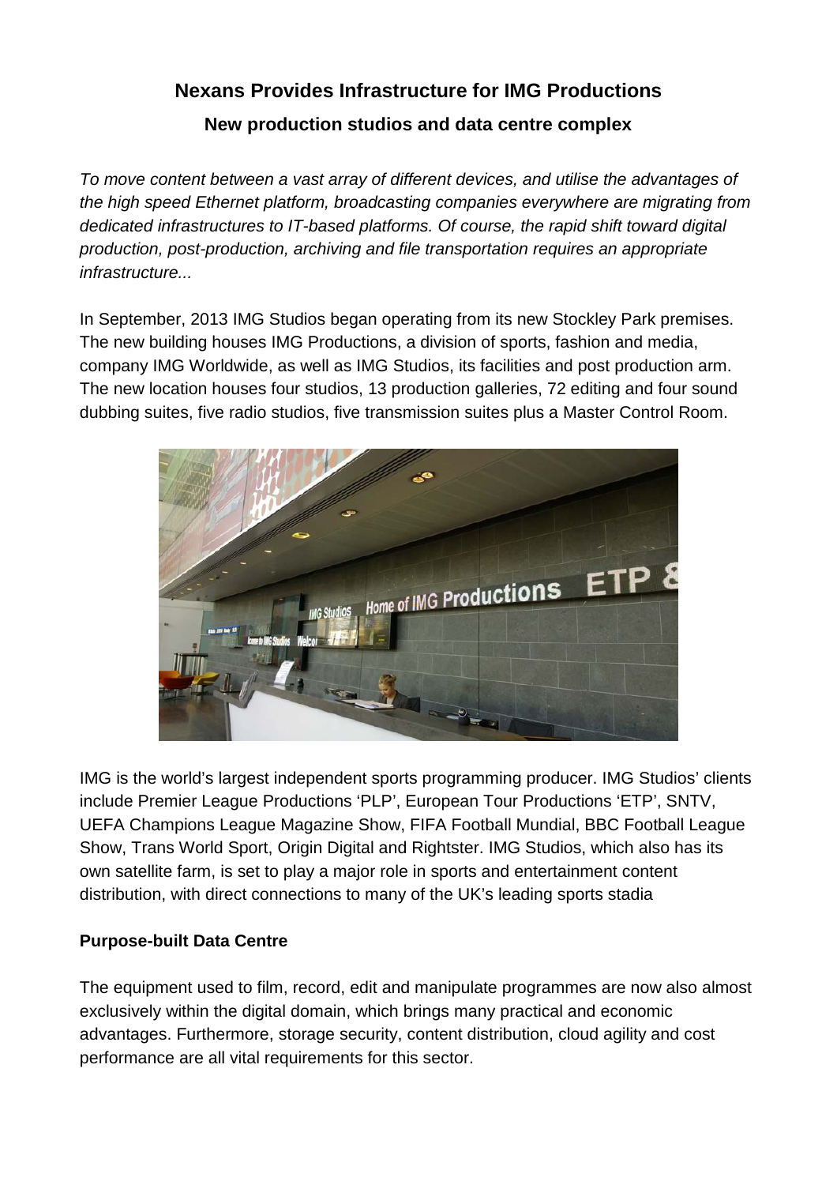# Nexans Provides Infrastructure for IMG Productions

## New production studios and data centre complex

*To move content between a vast array of different devices, and utilise the advantages of the high speed Ethernet platform, broadcasting companies everywhere are migrating from dedicated infrastructures to IT-based platforms. Of course, the rapid shift toward digital production, post-production, archiving and file transportation requires an appropriate infrastructure...*

In September, 2013 IMG Studios began operating from its new Stockley Park premises. The new building houses IMG Productions, a division of sports, fashion and media, company IMG Worldwide, as well as IMG Studios, its facilities and post production arm. The new location houses four studios, 13 production galleries, 72 editing and four sound dubbing suites, five radio studios, five transmission suites plus a Master Control Room.

IMG is the world's largest independent sports programming producer. IMG Studios' clients include Premier League Productions 'PLP', European Tour Productions 'ETP', SNTV, UEFA Champions League Magazine Show, FIFA Football Mundial, BBC Football League Show, Trans World Sport, Origin Digital and Rightster. IMG Studios, which also has its own satellite farm, is set to play a major role in sports and entertainment content distribution, with direct connections to many of the UK's leading sports stadia

**Purpose-built Data Centre**

The equipment used to film, record, edit and manipulate programmes are now also almost exclusively within the digital domain, which brings many practical and economic advantages. Furthermore, storage security, content distribution, cloud agility and cost performance are all vital requirements for this sector.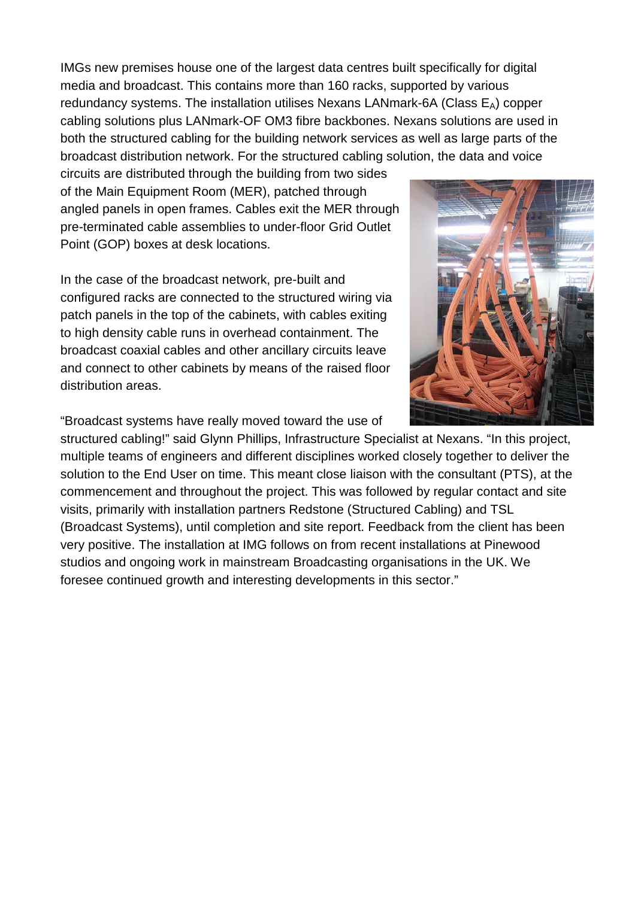IMGs new premises house one of the largest data centres built specifically for digital media and broadcast. This contains more than 160 racks, supported by various redundancy systems. The installation utilises Nexans LANmark-6A (Class $E_A$) copper cabling solutions plus LANmark-OF OM3 fibre backbones. Nexans solutions are used in both the structured cabling for the building network services as well as large parts of the broadcast distribution network. For the structured cabling solution, the data and voice circuits are distributed through the building from two sides of the Main Equipment Room (MER), patched through angled panels in open frames. Cables exit the MER through pre-terminated cable assemblies to under-floor Grid Outlet Point (GOP) boxes at desk locations.

In the case of the broadcast network, pre-built and configured racks are connected to the structured wiring via patch panels in the top of the cabinets, with cables exiting to high density cable runs in overhead containment. The broadcast coaxial cables and other ancillary circuits leave and connect to other cabinets by means of the raised floor distribution areas.

"Broadcast systems have really moved toward the use of structured cabling!" said Glynn Phillips, Infrastructure Specialist at Nexans. "In this project, multiple teams of engineers and different disciplines worked closely together to deliver the solution to the End User on time. This meant close liaison with the consultant (PTS), at the commencement and throughout the project. This was followed by regular contact and site visits, primarily with installation partners Redstone (Structured Cabling) and TSL (Broadcast Systems), until completion and site report. Feedback from the client has been very positive. The installation at IMG follows on from recent installations at Pinewood studios and ongoing work in mainstream Broadcasting organisations in the UK. We foresee continued growth and interesting developments in this sector."